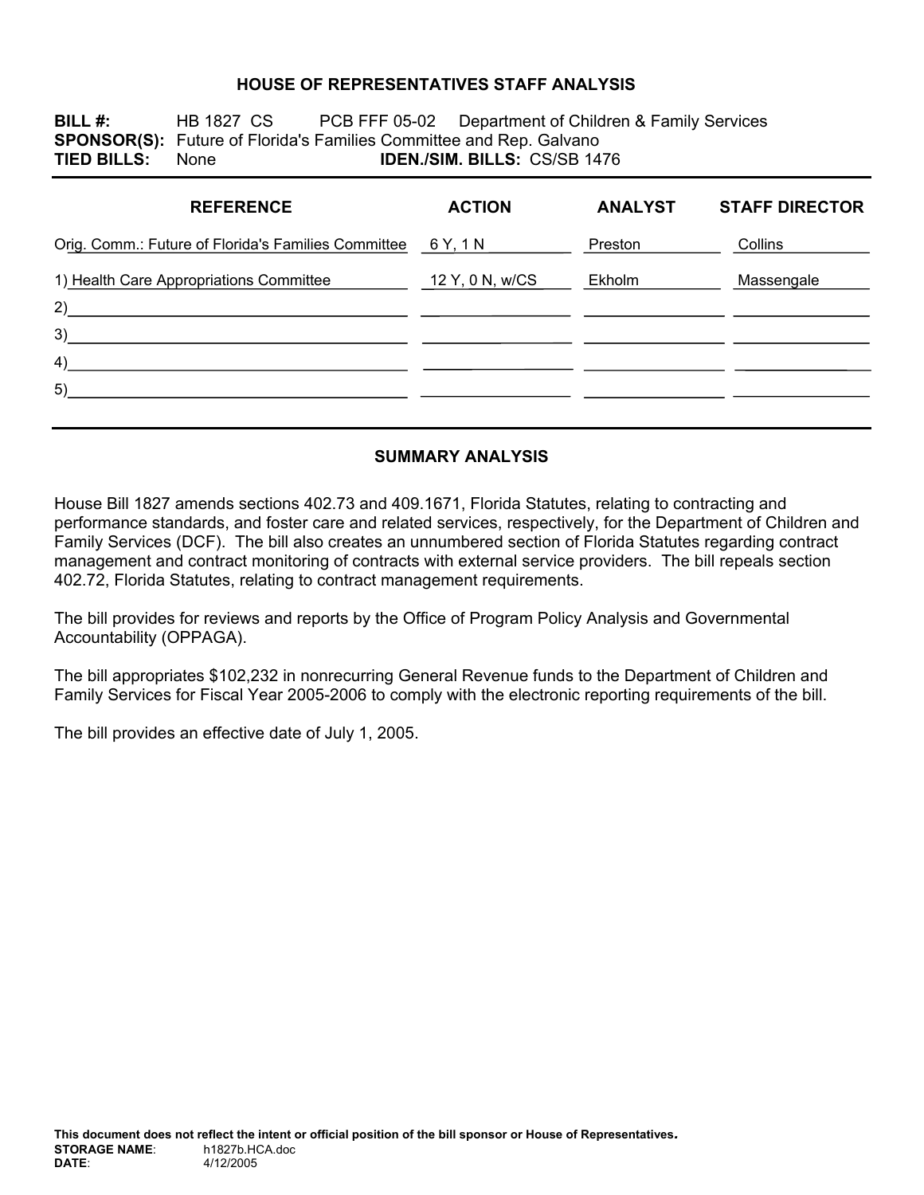# HOUSE OF REPRESENTATIVES STAFF ANALYSIS

**BILL #:** HB 1827 CS PCB FFF 05-02 Department of Children & Family Services
**SPONSOR(S):** Future of Florida's Families Committee and Rep. Galvano
**TIED BILLS:** None **IDEN./SIM. BILLS:** CS/SB 1476

| REFERENCE | ACTION | ANALYST | STAFF DIRECTOR |
|---|---|---|---|
| Orig. Comm.: Future of Florida's Families Committee | 6 Y, 1 N | Preston | Collins |
| 1) Health Care Appropriations Committee | 12 Y, 0 N, w/CS | Ekholm | Massengale |
| 2) | | | |
| 3) | | | |
| 4) | | | |
| 5) | | | |

## SUMMARY ANALYSIS

House Bill 1827 amends sections 402.73 and 409.1671, Florida Statutes, relating to contracting and performance standards, and foster care and related services, respectively, for the Department of Children and Family Services (DCF). The bill also creates an unnumbered section of Florida Statutes regarding contract management and contract monitoring of contracts with external service providers. The bill repeals section 402.72, Florida Statutes, relating to contract management requirements.

The bill provides for reviews and reports by the Office of Program Policy Analysis and Governmental Accountability (OPPAGA).

The bill appropriates $102,232 in nonrecurring General Revenue funds to the Department of Children and Family Services for Fiscal Year 2005-2006 to comply with the electronic reporting requirements of the bill.

The bill provides an effective date of July 1, 2005.

**This document does not reflect the intent or official position of the bill sponsor or House of Representatives.**
**STORAGE NAME**: h1827b.HCA.doc
**DATE**: 4/12/2005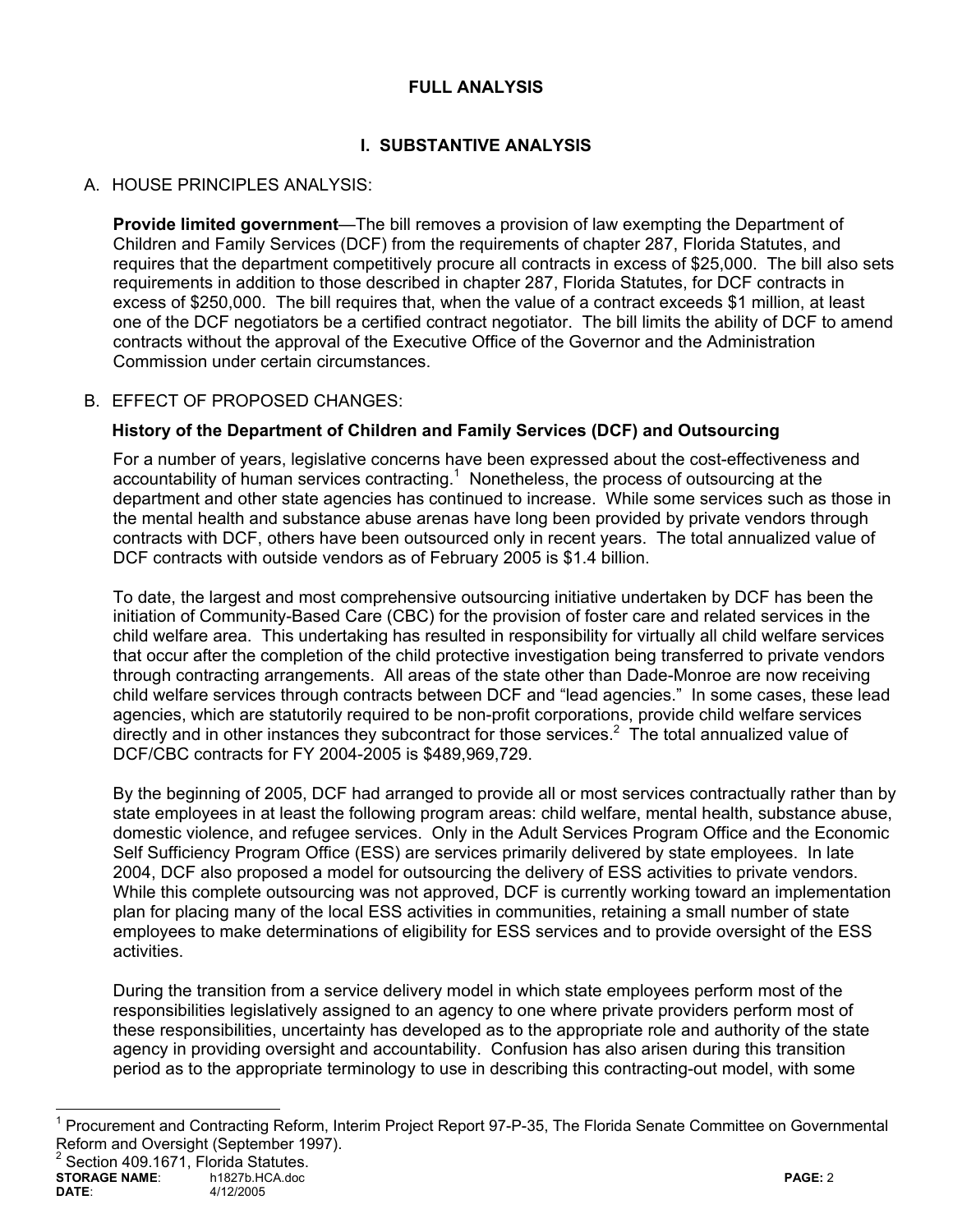# FULL ANALYSIS

## I. SUBSTANTIVE ANALYSIS

A. HOUSE PRINCIPLES ANALYSIS:

**Provide limited government**—The bill removes a provision of law exempting the Department of Children and Family Services (DCF) from the requirements of chapter 287, Florida Statutes, and requires that the department competitively procure all contracts in excess of $25,000. The bill also sets requirements in addition to those described in chapter 287, Florida Statutes, for DCF contracts in excess of $250,000. The bill requires that, when the value of a contract exceeds $1 million, at least one of the DCF negotiators be a certified contract negotiator. The bill limits the ability of DCF to amend contracts without the approval of the Executive Office of the Governor and the Administration Commission under certain circumstances.

B. EFFECT OF PROPOSED CHANGES:

**History of the Department of Children and Family Services (DCF) and Outsourcing**

For a number of years, legislative concerns have been expressed about the cost-effectiveness and accountability of human services contracting.[1] Nonetheless, the process of outsourcing at the department and other state agencies has continued to increase. While some services such as those in the mental health and substance abuse arenas have long been provided by private vendors through contracts with DCF, others have been outsourced only in recent years. The total annualized value of DCF contracts with outside vendors as of February 2005 is $1.4 billion.

To date, the largest and most comprehensive outsourcing initiative undertaken by DCF has been the initiation of Community-Based Care (CBC) for the provision of foster care and related services in the child welfare area. This undertaking has resulted in responsibility for virtually all child welfare services that occur after the completion of the child protective investigation being transferred to private vendors through contracting arrangements. All areas of the state other than Dade-Monroe are now receiving child welfare services through contracts between DCF and "lead agencies." In some cases, these lead agencies, which are statutorily required to be non-profit corporations, provide child welfare services directly and in other instances they subcontract for those services.[2] The total annualized value of DCF/CBC contracts for FY 2004-2005 is $489,969,729.

By the beginning of 2005, DCF had arranged to provide all or most services contractually rather than by state employees in at least the following program areas: child welfare, mental health, substance abuse, domestic violence, and refugee services. Only in the Adult Services Program Office and the Economic Self Sufficiency Program Office (ESS) are services primarily delivered by state employees. In late 2004, DCF also proposed a model for outsourcing the delivery of ESS activities to private vendors. While this complete outsourcing was not approved, DCF is currently working toward an implementation plan for placing many of the local ESS activities in communities, retaining a small number of state employees to make determinations of eligibility for ESS services and to provide oversight of the ESS activities.

During the transition from a service delivery model in which state employees perform most of the responsibilities legislatively assigned to an agency to one where private providers perform most of these responsibilities, uncertainty has developed as to the appropriate role and authority of the state agency in providing oversight and accountability. Confusion has also arisen during this transition period as to the appropriate terminology to use in describing this contracting-out model, with some

---

[1] Procurement and Contracting Reform, Interim Project Report 97-P-35, The Florida Senate Committee on Governmental Reform and Oversight (September 1997).

[2] Section 409.1671, Florida Statutes.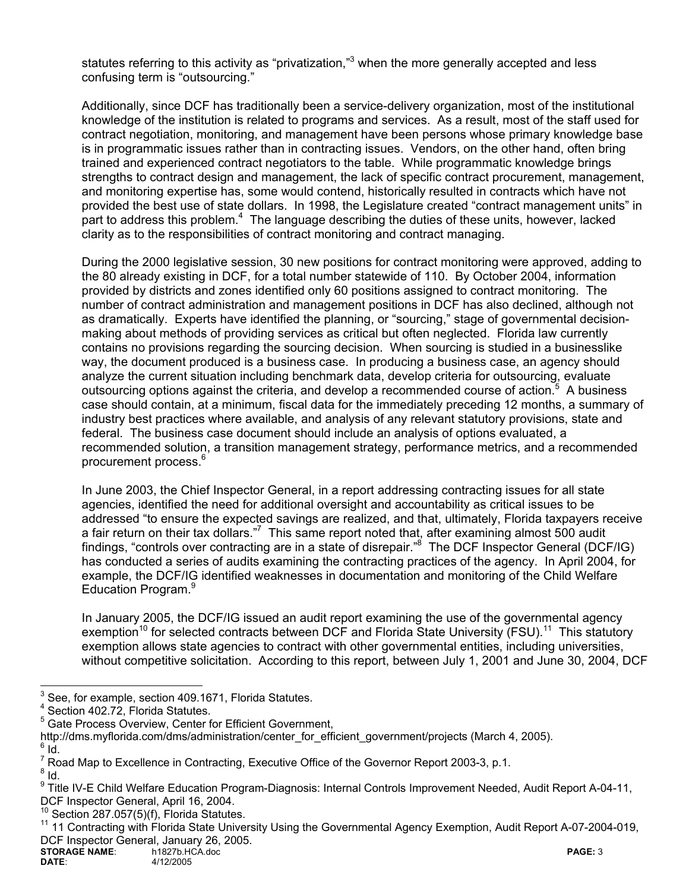statutes referring to this activity as "privatization,"[3] when the more generally accepted and less confusing term is "outsourcing."

Additionally, since DCF has traditionally been a service-delivery organization, most of the institutional knowledge of the institution is related to programs and services. As a result, most of the staff used for contract negotiation, monitoring, and management have been persons whose primary knowledge base is in programmatic issues rather than in contracting issues. Vendors, on the other hand, often bring trained and experienced contract negotiators to the table. While programmatic knowledge brings strengths to contract design and management, the lack of specific contract procurement, management, and monitoring expertise has, some would contend, historically resulted in contracts which have not provided the best use of state dollars. In 1998, the Legislature created "contract management units" in part to address this problem.[4] The language describing the duties of these units, however, lacked clarity as to the responsibilities of contract monitoring and contract managing.

During the 2000 legislative session, 30 new positions for contract monitoring were approved, adding to the 80 already existing in DCF, for a total number statewide of 110. By October 2004, information provided by districts and zones identified only 60 positions assigned to contract monitoring. The number of contract administration and management positions in DCF has also declined, although not as dramatically. Experts have identified the planning, or "sourcing," stage of governmental decision-making about methods of providing services as critical but often neglected. Florida law currently contains no provisions regarding the sourcing decision. When sourcing is studied in a businesslike way, the document produced is a business case. In producing a business case, an agency should analyze the current situation including benchmark data, develop criteria for outsourcing, evaluate outsourcing options against the criteria, and develop a recommended course of action.[5] A business case should contain, at a minimum, fiscal data for the immediately preceding 12 months, a summary of industry best practices where available, and analysis of any relevant statutory provisions, state and federal. The business case document should include an analysis of options evaluated, a recommended solution, a transition management strategy, performance metrics, and a recommended procurement process.[6]

In June 2003, the Chief Inspector General, in a report addressing contracting issues for all state agencies, identified the need for additional oversight and accountability as critical issues to be addressed "to ensure the expected savings are realized, and that, ultimately, Florida taxpayers receive a fair return on their tax dollars."[7] This same report noted that, after examining almost 500 audit findings, "controls over contracting are in a state of disrepair."[8] The DCF Inspector General (DCF/IG) has conducted a series of audits examining the contracting practices of the agency. In April 2004, for example, the DCF/IG identified weaknesses in documentation and monitoring of the Child Welfare Education Program.[9]

In January 2005, the DCF/IG issued an audit report examining the use of the governmental agency exemption[10] for selected contracts between DCF and Florida State University (FSU).[11] This statutory exemption allows state agencies to contract with other governmental entities, including universities, without competitive solicitation. According to this report, between July 1, 2001 and June 30, 2004, DCF

---

[3] See, for example, section 409.1671, Florida Statutes.
[4] Section 402.72, Florida Statutes.
[5] Gate Process Overview, Center for Efficient Government, http://dms.myflorida.com/dms/administration/center_for_efficient_government/projects (March 4, 2005).
[6] Id.
[7] Road Map to Excellence in Contracting, Executive Office of the Governor Report 2003-3, p.1.
[8] Id.
[9] Title IV-E Child Welfare Education Program-Diagnosis: Internal Controls Improvement Needed, Audit Report A-04-11, DCF Inspector General, April 16, 2004.
[10] Section 287.057(5)(f), Florida Statutes.
[11] 11 Contracting with Florida State University Using the Governmental Agency Exemption, Audit Report A-07-2004-019, DCF Inspector General, January 26, 2005.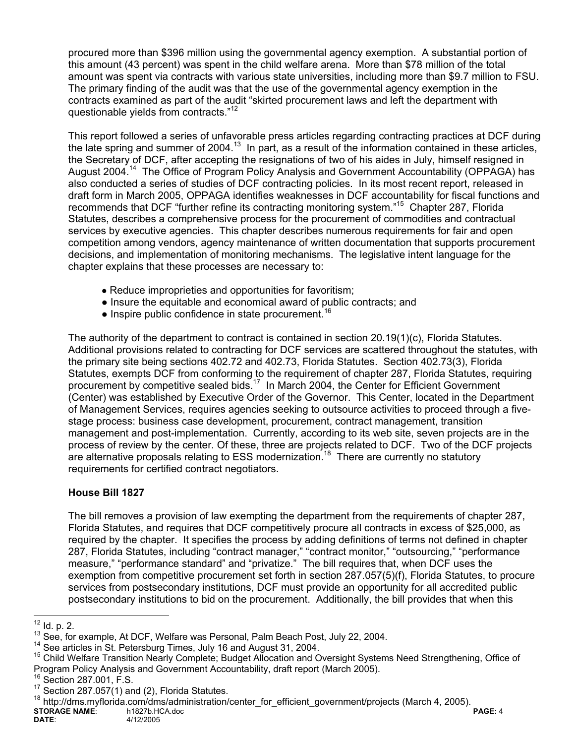procured more than $396 million using the governmental agency exemption. A substantial portion of this amount (43 percent) was spent in the child welfare arena. More than $78 million of the total amount was spent via contracts with various state universities, including more than $9.7 million to FSU. The primary finding of the audit was that the use of the governmental agency exemption in the contracts examined as part of the audit "skirted procurement laws and left the department with questionable yields from contracts."[12]

This report followed a series of unfavorable press articles regarding contracting practices at DCF during the late spring and summer of 2004.[13] In part, as a result of the information contained in these articles, the Secretary of DCF, after accepting the resignations of two of his aides in July, himself resigned in August 2004.[14] The Office of Program Policy Analysis and Government Accountability (OPPAGA) has also conducted a series of studies of DCF contracting policies. In its most recent report, released in draft form in March 2005, OPPAGA identifies weaknesses in DCF accountability for fiscal functions and recommends that DCF "further refine its contracting monitoring system."[15] Chapter 287, Florida Statutes, describes a comprehensive process for the procurement of commodities and contractual services by executive agencies. This chapter describes numerous requirements for fair and open competition among vendors, agency maintenance of written documentation that supports procurement decisions, and implementation of monitoring mechanisms. The legislative intent language for the chapter explains that these processes are necessary to:

- Reduce improprieties and opportunities for favoritism;
- Insure the equitable and economical award of public contracts; and
- Inspire public confidence in state procurement.[16]

The authority of the department to contract is contained in section 20.19(1)(c), Florida Statutes. Additional provisions related to contracting for DCF services are scattered throughout the statutes, with the primary site being sections 402.72 and 402.73, Florida Statutes. Section 402.73(3), Florida Statutes, exempts DCF from conforming to the requirement of chapter 287, Florida Statutes, requiring procurement by competitive sealed bids.[17] In March 2004, the Center for Efficient Government (Center) was established by Executive Order of the Governor. This Center, located in the Department of Management Services, requires agencies seeking to outsource activities to proceed through a five-stage process: business case development, procurement, contract management, transition management and post-implementation. Currently, according to its web site, seven projects are in the process of review by the center. Of these, three are projects related to DCF. Two of the DCF projects are alternative proposals relating to ESS modernization.[18] There are currently no statutory requirements for certified contract negotiators.

**House Bill 1827**

The bill removes a provision of law exempting the department from the requirements of chapter 287, Florida Statutes, and requires that DCF competitively procure all contracts in excess of $25,000, as required by the chapter. It specifies the process by adding definitions of terms not defined in chapter 287, Florida Statutes, including "contract manager," "contract monitor," "outsourcing," "performance measure," "performance standard" and "privatize." The bill requires that, when DCF uses the exemption from competitive procurement set forth in section 287.057(5)(f), Florida Statutes, to procure services from postsecondary institutions, DCF must provide an opportunity for all accredited public postsecondary institutions to bid on the procurement. Additionally, the bill provides that when this

---

[12] Id. p. 2.

[13] See, for example, At DCF, Welfare was Personal, Palm Beach Post, July 22, 2004.

[14] See articles in St. Petersburg Times, July 16 and August 31, 2004.

[15] Child Welfare Transition Nearly Complete; Budget Allocation and Oversight Systems Need Strengthening, Office of Program Policy Analysis and Government Accountability, draft report (March 2005).

[16] Section 287.001, F.S.

[17] Section 287.057(1) and (2), Florida Statutes.

[18] http://dms.myflorida.com/dms/administration/center_for_efficient_government/projects (March 4, 2005).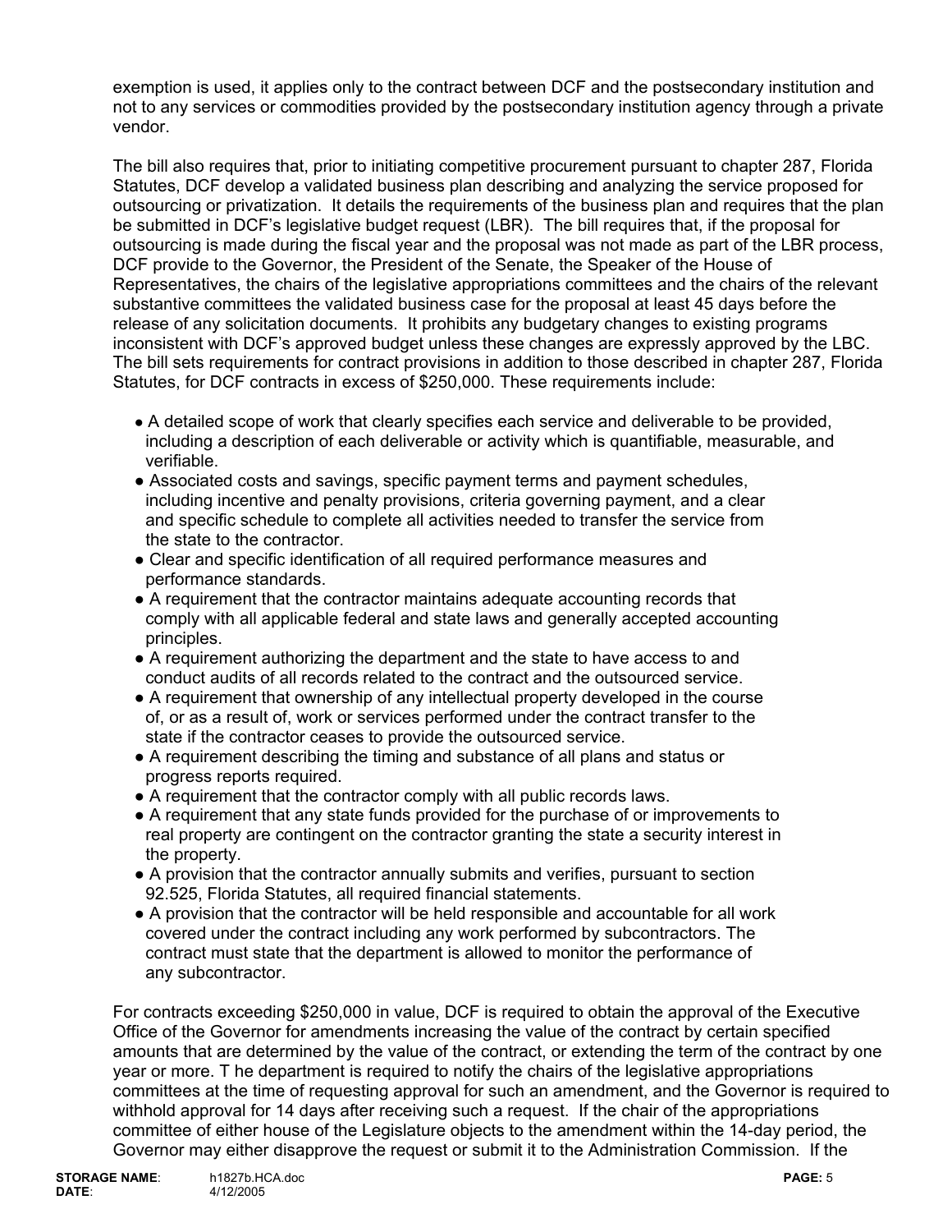exemption is used, it applies only to the contract between DCF and the postsecondary institution and not to any services or commodities provided by the postsecondary institution agency through a private vendor.

The bill also requires that, prior to initiating competitive procurement pursuant to chapter 287, Florida Statutes, DCF develop a validated business plan describing and analyzing the service proposed for outsourcing or privatization. It details the requirements of the business plan and requires that the plan be submitted in DCF's legislative budget request (LBR). The bill requires that, if the proposal for outsourcing is made during the fiscal year and the proposal was not made as part of the LBR process, DCF provide to the Governor, the President of the Senate, the Speaker of the House of Representatives, the chairs of the legislative appropriations committees and the chairs of the relevant substantive committees the validated business case for the proposal at least 45 days before the release of any solicitation documents. It prohibits any budgetary changes to existing programs inconsistent with DCF's approved budget unless these changes are expressly approved by the LBC. The bill sets requirements for contract provisions in addition to those described in chapter 287, Florida Statutes, for DCF contracts in excess of $250,000. These requirements include:

- A detailed scope of work that clearly specifies each service and deliverable to be provided, including a description of each deliverable or activity which is quantifiable, measurable, and verifiable.
- Associated costs and savings, specific payment terms and payment schedules, including incentive and penalty provisions, criteria governing payment, and a clear and specific schedule to complete all activities needed to transfer the service from the state to the contractor.
- Clear and specific identification of all required performance measures and performance standards.
- A requirement that the contractor maintains adequate accounting records that comply with all applicable federal and state laws and generally accepted accounting principles.
- A requirement authorizing the department and the state to have access to and conduct audits of all records related to the contract and the outsourced service.
- A requirement that ownership of any intellectual property developed in the course of, or as a result of, work or services performed under the contract transfer to the state if the contractor ceases to provide the outsourced service.
- A requirement describing the timing and substance of all plans and status or progress reports required.
- A requirement that the contractor comply with all public records laws.
- A requirement that any state funds provided for the purchase of or improvements to real property are contingent on the contractor granting the state a security interest in the property.
- A provision that the contractor annually submits and verifies, pursuant to section 92.525, Florida Statutes, all required financial statements.
- A provision that the contractor will be held responsible and accountable for all work covered under the contract including any work performed by subcontractors. The contract must state that the department is allowed to monitor the performance of any subcontractor.

For contracts exceeding $250,000 in value, DCF is required to obtain the approval of the Executive Office of the Governor for amendments increasing the value of the contract by certain specified amounts that are determined by the value of the contract, or extending the term of the contract by one year or more. T he department is required to notify the chairs of the legislative appropriations committees at the time of requesting approval for such an amendment, and the Governor is required to withhold approval for 14 days after receiving such a request. If the chair of the appropriations committee of either house of the Legislature objects to the amendment within the 14-day period, the Governor may either disapprove the request or submit it to the Administration Commission. If the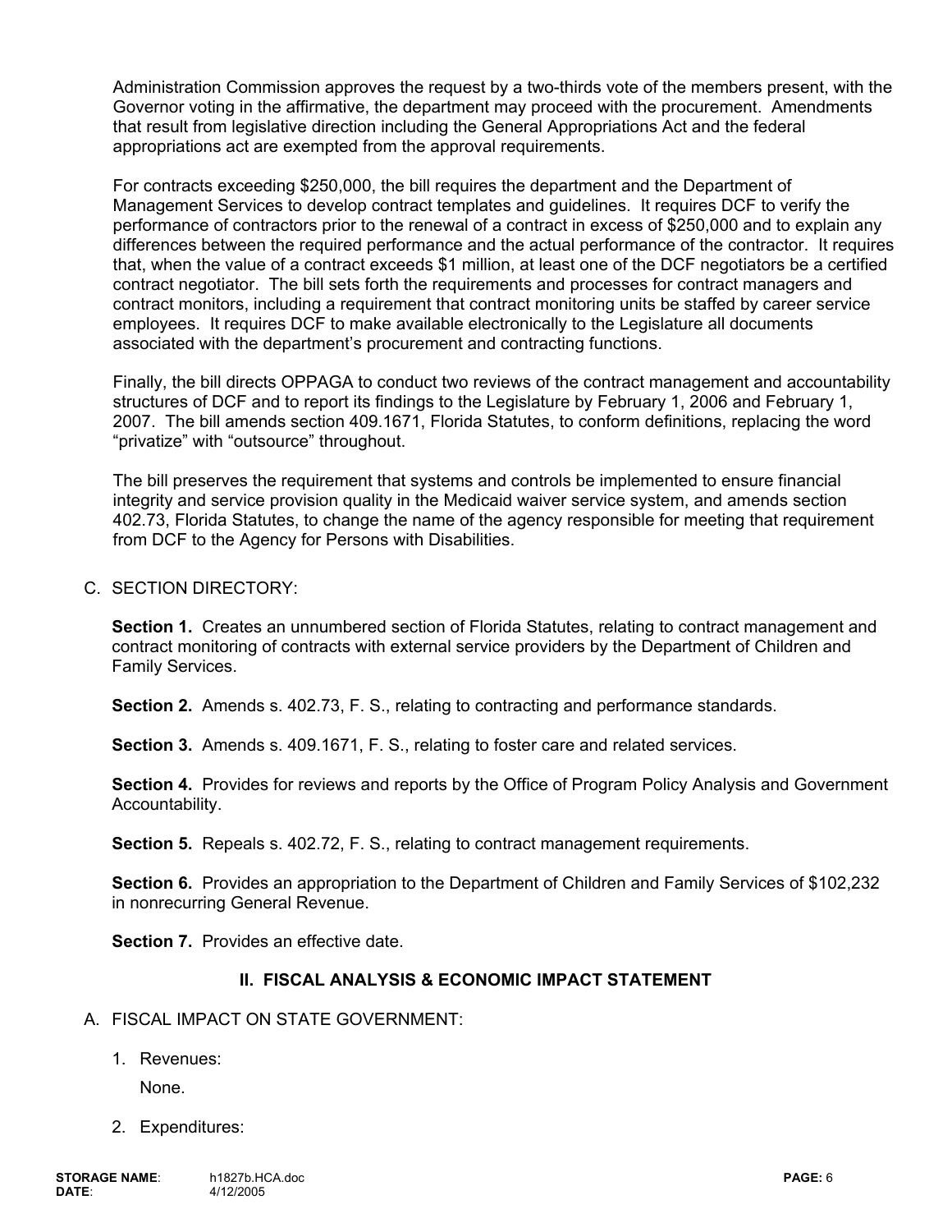Administration Commission approves the request by a two-thirds vote of the members present, with the Governor voting in the affirmative, the department may proceed with the procurement. Amendments that result from legislative direction including the General Appropriations Act and the federal appropriations act are exempted from the approval requirements.

For contracts exceeding $250,000, the bill requires the department and the Department of Management Services to develop contract templates and guidelines. It requires DCF to verify the performance of contractors prior to the renewal of a contract in excess of $250,000 and to explain any differences between the required performance and the actual performance of the contractor. It requires that, when the value of a contract exceeds $1 million, at least one of the DCF negotiators be a certified contract negotiator. The bill sets forth the requirements and processes for contract managers and contract monitors, including a requirement that contract monitoring units be staffed by career service employees. It requires DCF to make available electronically to the Legislature all documents associated with the department's procurement and contracting functions.

Finally, the bill directs OPPAGA to conduct two reviews of the contract management and accountability structures of DCF and to report its findings to the Legislature by February 1, 2006 and February 1, 2007. The bill amends section 409.1671, Florida Statutes, to conform definitions, replacing the word "privatize" with "outsource" throughout.

The bill preserves the requirement that systems and controls be implemented to ensure financial integrity and service provision quality in the Medicaid waiver service system, and amends section 402.73, Florida Statutes, to change the name of the agency responsible for meeting that requirement from DCF to the Agency for Persons with Disabilities.

C. SECTION DIRECTORY:

**Section 1.** Creates an unnumbered section of Florida Statutes, relating to contract management and contract monitoring of contracts with external service providers by the Department of Children and Family Services.

**Section 2.** Amends s. 402.73, F. S., relating to contracting and performance standards.

**Section 3.** Amends s. 409.1671, F. S., relating to foster care and related services.

**Section 4.** Provides for reviews and reports by the Office of Program Policy Analysis and Government Accountability.

**Section 5.** Repeals s. 402.72, F. S., relating to contract management requirements.

**Section 6.** Provides an appropriation to the Department of Children and Family Services of $102,232 in nonrecurring General Revenue.

**Section 7.** Provides an effective date.

## II. FISCAL ANALYSIS & ECONOMIC IMPACT STATEMENT

A. FISCAL IMPACT ON STATE GOVERNMENT:

1. Revenues:

   None.

2. Expenditures: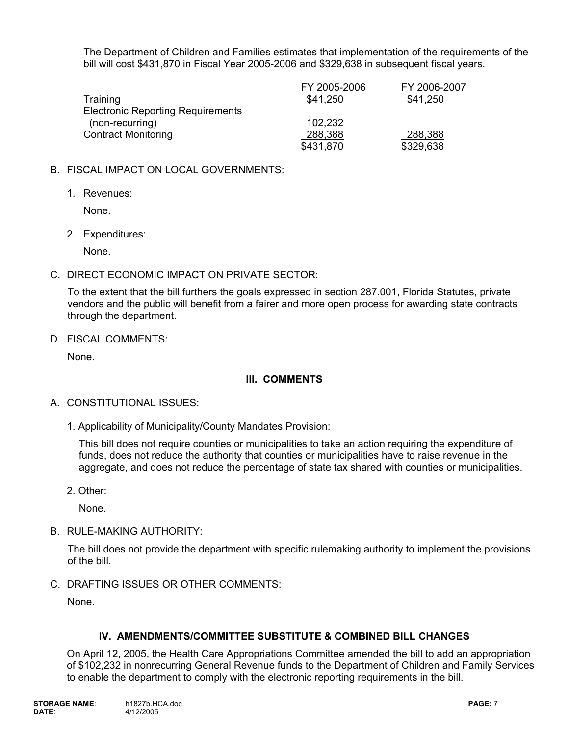The Department of Children and Families estimates that implementation of the requirements of the bill will cost $431,870 in Fiscal Year 2005-2006 and $329,638 in subsequent fiscal years.

| | FY 2005-2006 | FY 2006-2007 |
|---|---|---|
| Training | $41,250 | $41,250 |
| Electronic Reporting Requirements (non-recurring) | 102,232 | |
| Contract Monitoring | 288,388 | 288,388 |
| | $431,870 | $329,638 |

B. FISCAL IMPACT ON LOCAL GOVERNMENTS:

1. Revenues:

   None.

2. Expenditures:

   None.

C. DIRECT ECONOMIC IMPACT ON PRIVATE SECTOR:

To the extent that the bill furthers the goals expressed in section 287.001, Florida Statutes, private vendors and the public will benefit from a fairer and more open process for awarding state contracts through the department.

D. FISCAL COMMENTS:

None.

## III. COMMENTS

A. CONSTITUTIONAL ISSUES:

1. Applicability of Municipality/County Mandates Provision:

   This bill does not require counties or municipalities to take an action requiring the expenditure of funds, does not reduce the authority that counties or municipalities have to raise revenue in the aggregate, and does not reduce the percentage of state tax shared with counties or municipalities.

2. Other:

   None.

B. RULE-MAKING AUTHORITY:

The bill does not provide the department with specific rulemaking authority to implement the provisions of the bill.

C. DRAFTING ISSUES OR OTHER COMMENTS:

None.

## IV. AMENDMENTS/COMMITTEE SUBSTITUTE & COMBINED BILL CHANGES

On April 12, 2005, the Health Care Appropriations Committee amended the bill to add an appropriation of $102,232 in nonrecurring General Revenue funds to the Department of Children and Family Services to enable the department to comply with the electronic reporting requirements in the bill.